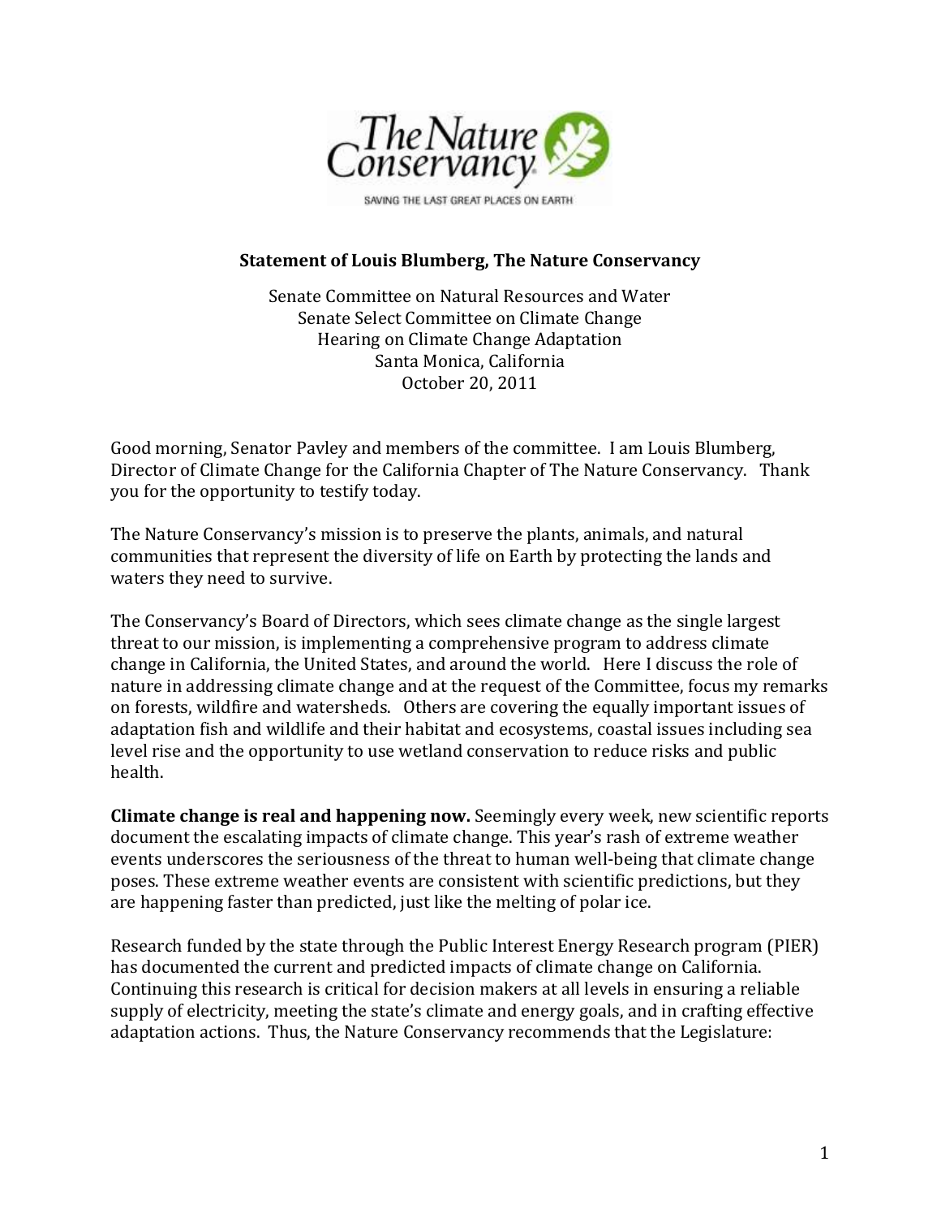**Statement of Louis Blumberg, The Nature Conservancy**

Senate Committee on Natural Resources and Water
Senate Select Committee on Climate Change
Hearing on Climate Change Adaptation
Santa Monica, California
October 20, 2011

Good morning, Senator Pavley and members of the committee. I am Louis Blumberg, Director of Climate Change for the California Chapter of The Nature Conservancy. Thank you for the opportunity to testify today.

The Nature Conservancy's mission is to preserve the plants, animals, and natural communities that represent the diversity of life on Earth by protecting the lands and waters they need to survive.

The Conservancy's Board of Directors, which sees climate change as the single largest threat to our mission, is implementing a comprehensive program to address climate change in California, the United States, and around the world. Here I discuss the role of nature in addressing climate change and at the request of the Committee, focus my remarks on forests, wildfire and watersheds. Others are covering the equally important issues of adaptation fish and wildlife and their habitat and ecosystems, coastal issues including sea level rise and the opportunity to use wetland conservation to reduce risks and public health.

**Climate change is real and happening now.** Seemingly every week, new scientific reports document the escalating impacts of climate change. This year's rash of extreme weather events underscores the seriousness of the threat to human well-being that climate change poses. These extreme weather events are consistent with scientific predictions, but they are happening faster than predicted, just like the melting of polar ice.

Research funded by the state through the Public Interest Energy Research program (PIER) has documented the current and predicted impacts of climate change on California. Continuing this research is critical for decision makers at all levels in ensuring a reliable supply of electricity, meeting the state's climate and energy goals, and in crafting effective adaptation actions. Thus, the Nature Conservancy recommends that the Legislature: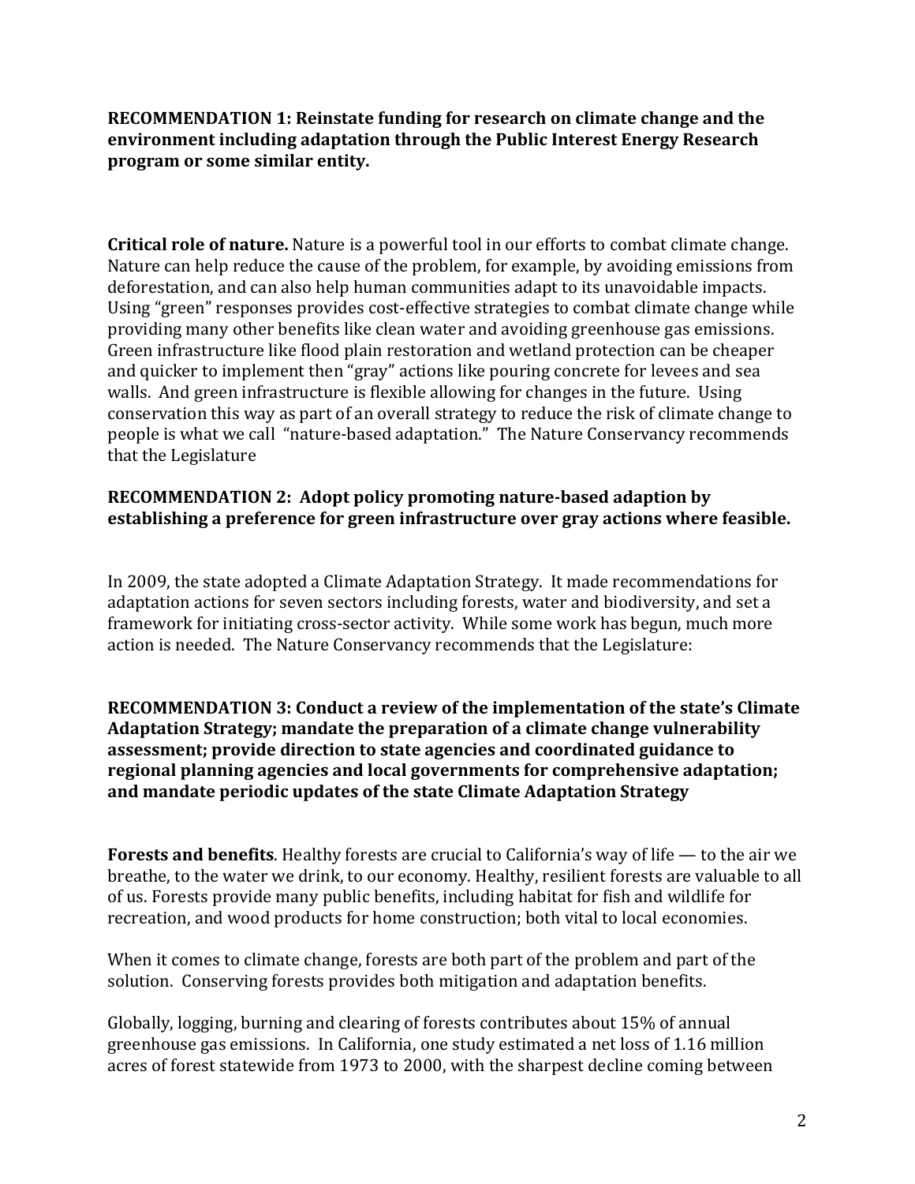**RECOMMENDATION 1: Reinstate funding for research on climate change and the environment including adaptation through the Public Interest Energy Research program or some similar entity.**

**Critical role of nature.** Nature is a powerful tool in our efforts to combat climate change. Nature can help reduce the cause of the problem, for example, by avoiding emissions from deforestation, and can also help human communities adapt to its unavoidable impacts. Using "green" responses provides cost-effective strategies to combat climate change while providing many other benefits like clean water and avoiding greenhouse gas emissions. Green infrastructure like flood plain restoration and wetland protection can be cheaper and quicker to implement then "gray" actions like pouring concrete for levees and sea walls. And green infrastructure is flexible allowing for changes in the future. Using conservation this way as part of an overall strategy to reduce the risk of climate change to people is what we call "nature-based adaptation." The Nature Conservancy recommends that the Legislature

**RECOMMENDATION 2: Adopt policy promoting nature-based adaption by establishing a preference for green infrastructure over gray actions where feasible.**

In 2009, the state adopted a Climate Adaptation Strategy. It made recommendations for adaptation actions for seven sectors including forests, water and biodiversity, and set a framework for initiating cross-sector activity. While some work has begun, much more action is needed. The Nature Conservancy recommends that the Legislature:

**RECOMMENDATION 3: Conduct a review of the implementation of the state's Climate Adaptation Strategy; mandate the preparation of a climate change vulnerability assessment; provide direction to state agencies and coordinated guidance to regional planning agencies and local governments for comprehensive adaptation; and mandate periodic updates of the state Climate Adaptation Strategy**

**Forests and benefits**. Healthy forests are crucial to California's way of life — to the air we breathe, to the water we drink, to our economy. Healthy, resilient forests are valuable to all of us. Forests provide many public benefits, including habitat for fish and wildlife for recreation, and wood products for home construction; both vital to local economies.

When it comes to climate change, forests are both part of the problem and part of the solution. Conserving forests provides both mitigation and adaptation benefits.

Globally, logging, burning and clearing of forests contributes about 15% of annual greenhouse gas emissions. In California, one study estimated a net loss of 1.16 million acres of forest statewide from 1973 to 2000, with the sharpest decline coming between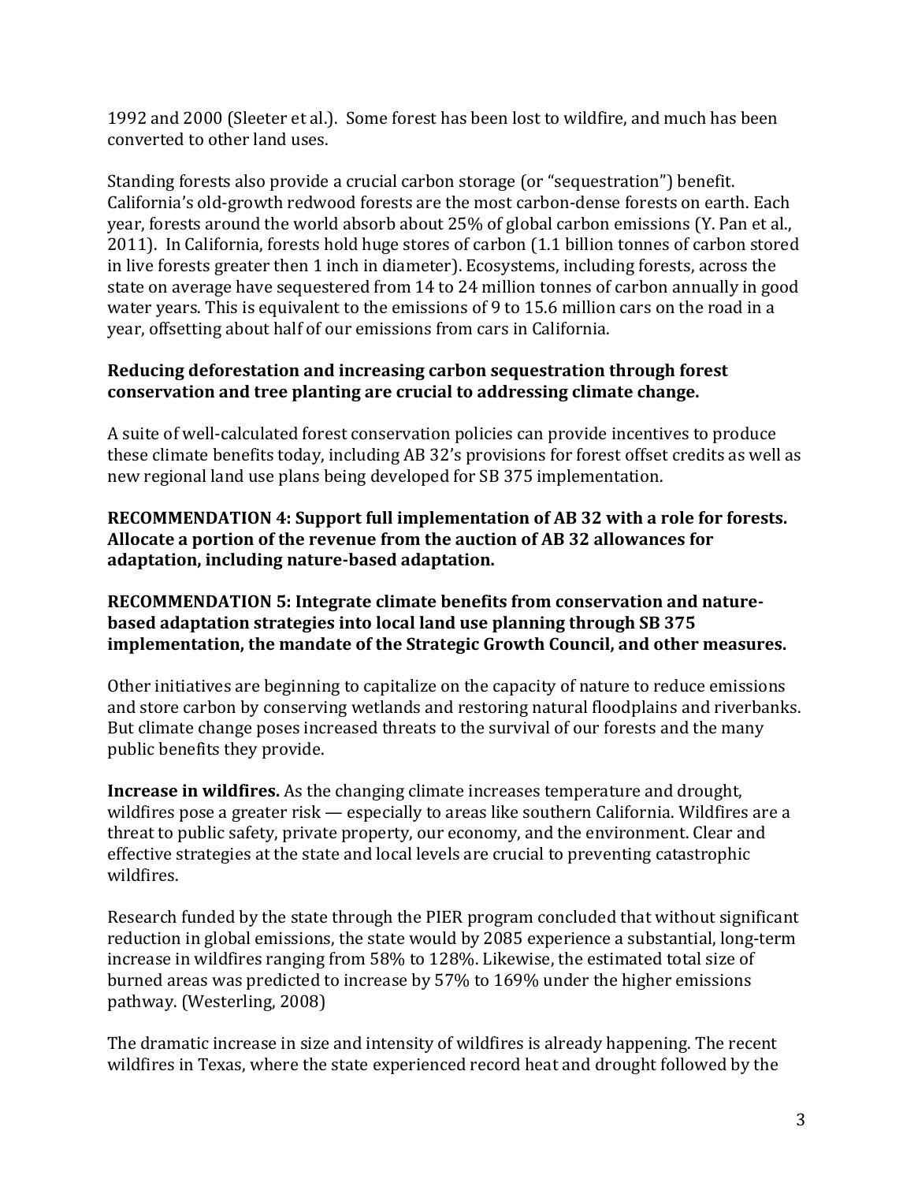1992 and 2000 (Sleeter et al.). Some forest has been lost to wildfire, and much has been converted to other land uses.

Standing forests also provide a crucial carbon storage (or "sequestration") benefit. California's old-growth redwood forests are the most carbon-dense forests on earth. Each year, forests around the world absorb about 25% of global carbon emissions (Y. Pan et al., 2011). In California, forests hold huge stores of carbon (1.1 billion tonnes of carbon stored in live forests greater then 1 inch in diameter). Ecosystems, including forests, across the state on average have sequestered from 14 to 24 million tonnes of carbon annually in good water years. This is equivalent to the emissions of 9 to 15.6 million cars on the road in a year, offsetting about half of our emissions from cars in California.

**Reducing deforestation and increasing carbon sequestration through forest conservation and tree planting are crucial to addressing climate change.**

A suite of well-calculated forest conservation policies can provide incentives to produce these climate benefits today, including AB 32's provisions for forest offset credits as well as new regional land use plans being developed for SB 375 implementation.

**RECOMMENDATION 4: Support full implementation of AB 32 with a role for forests. Allocate a portion of the revenue from the auction of AB 32 allowances for adaptation, including nature-based adaptation.**

**RECOMMENDATION 5: Integrate climate benefits from conservation and nature-based adaptation strategies into local land use planning through SB 375 implementation, the mandate of the Strategic Growth Council, and other measures.**

Other initiatives are beginning to capitalize on the capacity of nature to reduce emissions and store carbon by conserving wetlands and restoring natural floodplains and riverbanks. But climate change poses increased threats to the survival of our forests and the many public benefits they provide.

**Increase in wildfires.** As the changing climate increases temperature and drought, wildfires pose a greater risk — especially to areas like southern California. Wildfires are a threat to public safety, private property, our economy, and the environment. Clear and effective strategies at the state and local levels are crucial to preventing catastrophic wildfires.

Research funded by the state through the PIER program concluded that without significant reduction in global emissions, the state would by 2085 experience a substantial, long-term increase in wildfires ranging from 58% to 128%. Likewise, the estimated total size of burned areas was predicted to increase by 57% to 169% under the higher emissions pathway. (Westerling, 2008)

The dramatic increase in size and intensity of wildfires is already happening. The recent wildfires in Texas, where the state experienced record heat and drought followed by the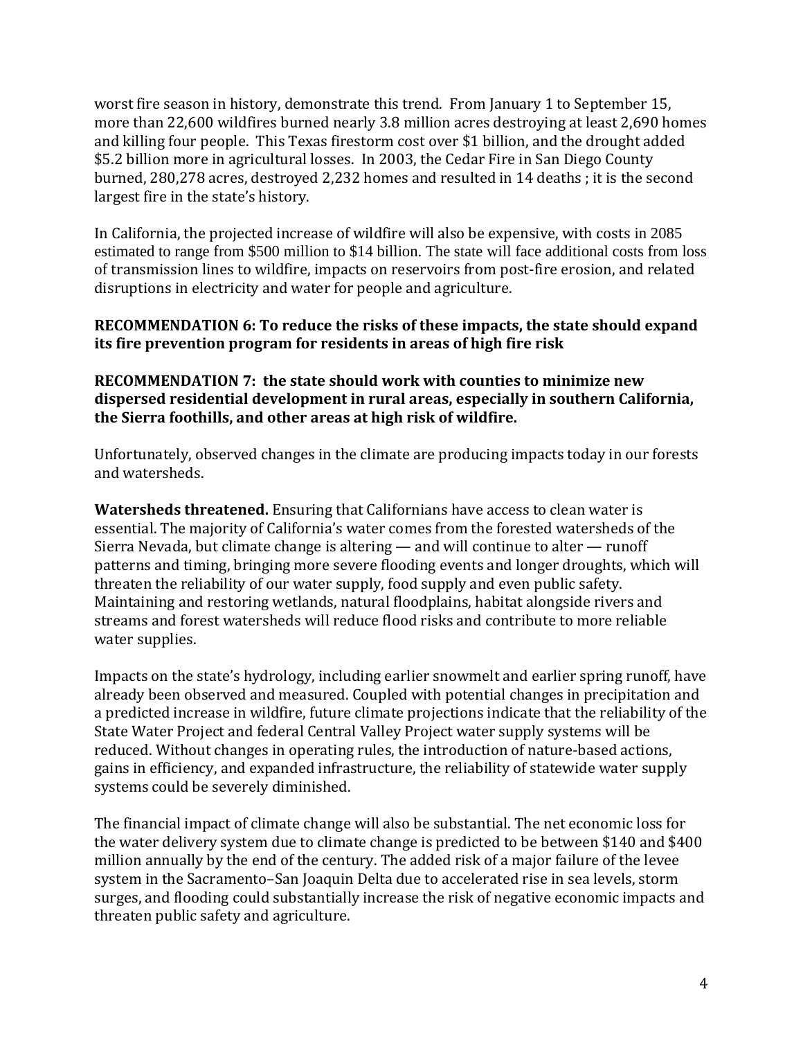worst fire season in history, demonstrate this trend. From January 1 to September 15, more than 22,600 wildfires burned nearly 3.8 million acres destroying at least 2,690 homes and killing four people. This Texas firestorm cost over $1 billion, and the drought added $5.2 billion more in agricultural losses. In 2003, the Cedar Fire in San Diego County burned, 280,278 acres, destroyed 2,232 homes and resulted in 14 deaths ; it is the second largest fire in the state's history.

In California, the projected increase of wildfire will also be expensive, with costs in 2085 estimated to range from $500 million to $14 billion. The state will face additional costs from loss of transmission lines to wildfire, impacts on reservoirs from post-fire erosion, and related disruptions in electricity and water for people and agriculture.

**RECOMMENDATION 6: To reduce the risks of these impacts, the state should expand its fire prevention program for residents in areas of high fire risk**

**RECOMMENDATION 7: the state should work with counties to minimize new dispersed residential development in rural areas, especially in southern California, the Sierra foothills, and other areas at high risk of wildfire.**

Unfortunately, observed changes in the climate are producing impacts today in our forests and watersheds.

**Watersheds threatened.** Ensuring that Californians have access to clean water is essential. The majority of California's water comes from the forested watersheds of the Sierra Nevada, but climate change is altering — and will continue to alter — runoff patterns and timing, bringing more severe flooding events and longer droughts, which will threaten the reliability of our water supply, food supply and even public safety. Maintaining and restoring wetlands, natural floodplains, habitat alongside rivers and streams and forest watersheds will reduce flood risks and contribute to more reliable water supplies.

Impacts on the state's hydrology, including earlier snowmelt and earlier spring runoff, have already been observed and measured. Coupled with potential changes in precipitation and a predicted increase in wildfire, future climate projections indicate that the reliability of the State Water Project and federal Central Valley Project water supply systems will be reduced. Without changes in operating rules, the introduction of nature-based actions, gains in efficiency, and expanded infrastructure, the reliability of statewide water supply systems could be severely diminished.

The financial impact of climate change will also be substantial. The net economic loss for the water delivery system due to climate change is predicted to be between $140 and $400 million annually by the end of the century. The added risk of a major failure of the levee system in the Sacramento–San Joaquin Delta due to accelerated rise in sea levels, storm surges, and flooding could substantially increase the risk of negative economic impacts and threaten public safety and agriculture.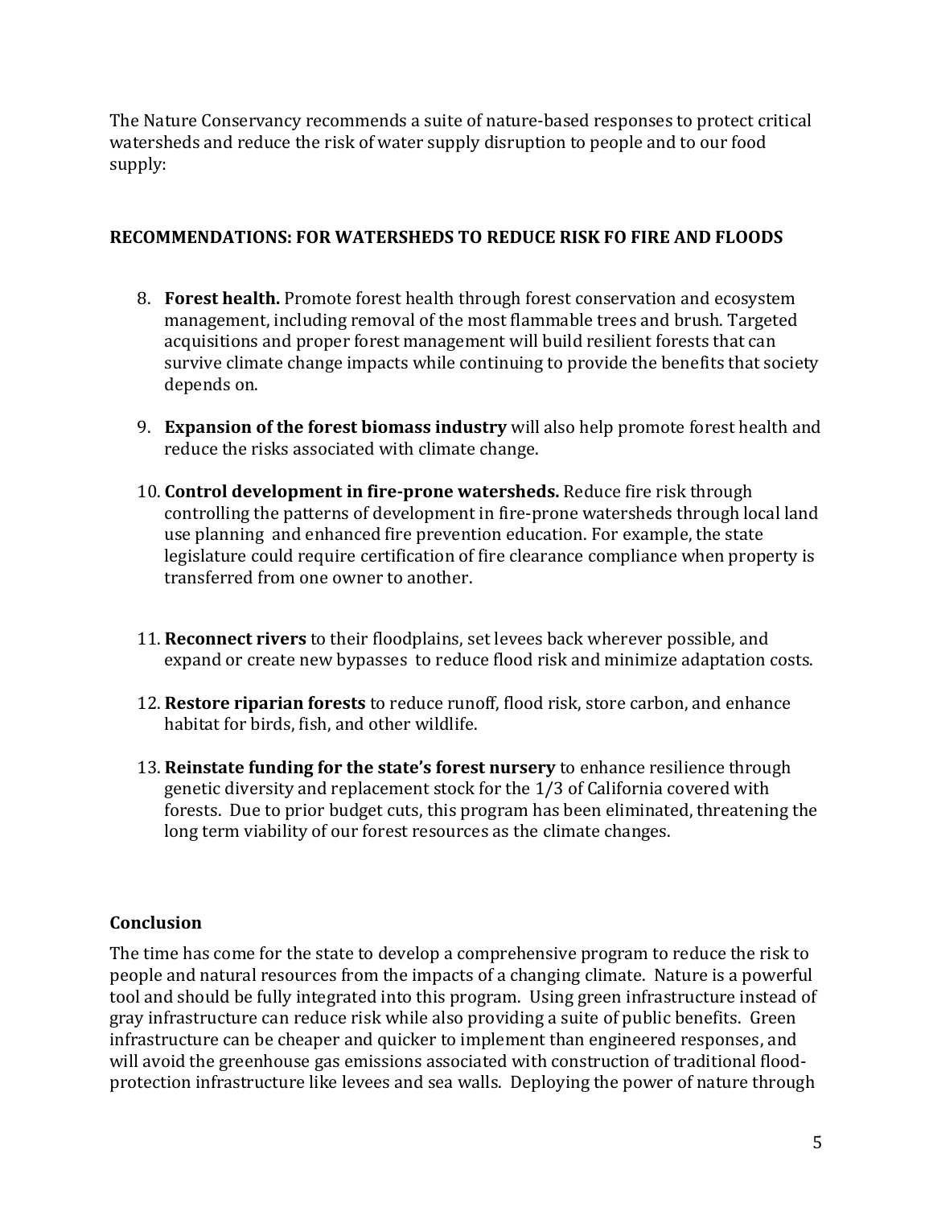The Nature Conservancy recommends a suite of nature-based responses to protect critical watersheds and reduce the risk of water supply disruption to people and to our food supply:

**RECOMMENDATIONS: FOR WATERSHEDS TO REDUCE RISK FO FIRE AND FLOODS**

8. **Forest health.** Promote forest health through forest conservation and ecosystem management, including removal of the most flammable trees and brush. Targeted acquisitions and proper forest management will build resilient forests that can survive climate change impacts while continuing to provide the benefits that society depends on.

9. **Expansion of the forest biomass industry** will also help promote forest health and reduce the risks associated with climate change.

10. **Control development in fire-prone watersheds.** Reduce fire risk through controlling the patterns of development in fire-prone watersheds through local land use planning and enhanced fire prevention education. For example, the state legislature could require certification of fire clearance compliance when property is transferred from one owner to another.

11. **Reconnect rivers** to their floodplains, set levees back wherever possible, and expand or create new bypasses to reduce flood risk and minimize adaptation costs.

12. **Restore riparian forests** to reduce runoff, flood risk, store carbon, and enhance habitat for birds, fish, and other wildlife.

13. **Reinstate funding for the state's forest nursery** to enhance resilience through genetic diversity and replacement stock for the 1/3 of California covered with forests. Due to prior budget cuts, this program has been eliminated, threatening the long term viability of our forest resources as the climate changes.

## Conclusion

The time has come for the state to develop a comprehensive program to reduce the risk to people and natural resources from the impacts of a changing climate. Nature is a powerful tool and should be fully integrated into this program. Using green infrastructure instead of gray infrastructure can reduce risk while also providing a suite of public benefits. Green infrastructure can be cheaper and quicker to implement than engineered responses, and will avoid the greenhouse gas emissions associated with construction of traditional flood-protection infrastructure like levees and sea walls. Deploying the power of nature through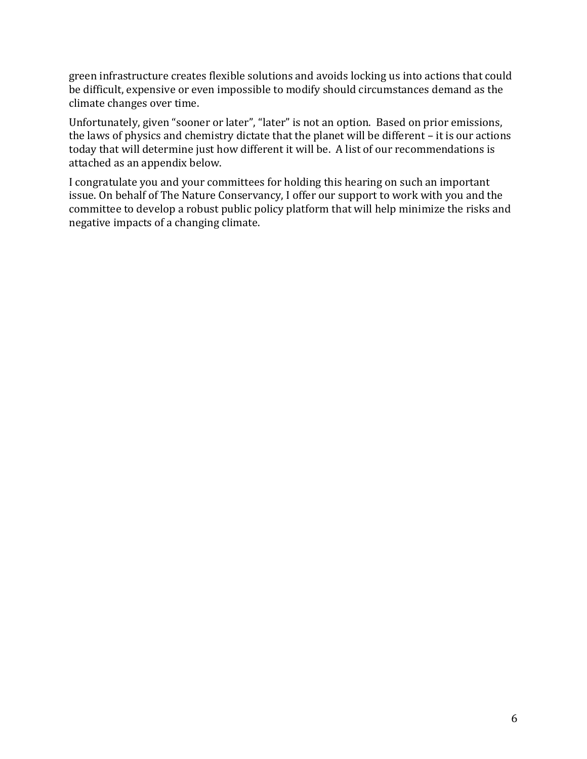green infrastructure creates flexible solutions and avoids locking us into actions that could be difficult, expensive or even impossible to modify should circumstances demand as the climate changes over time.

Unfortunately, given "sooner or later", "later" is not an option. Based on prior emissions, the laws of physics and chemistry dictate that the planet will be different – it is our actions today that will determine just how different it will be. A list of our recommendations is attached as an appendix below.

I congratulate you and your committees for holding this hearing on such an important issue. On behalf of The Nature Conservancy, I offer our support to work with you and the committee to develop a robust public policy platform that will help minimize the risks and negative impacts of a changing climate.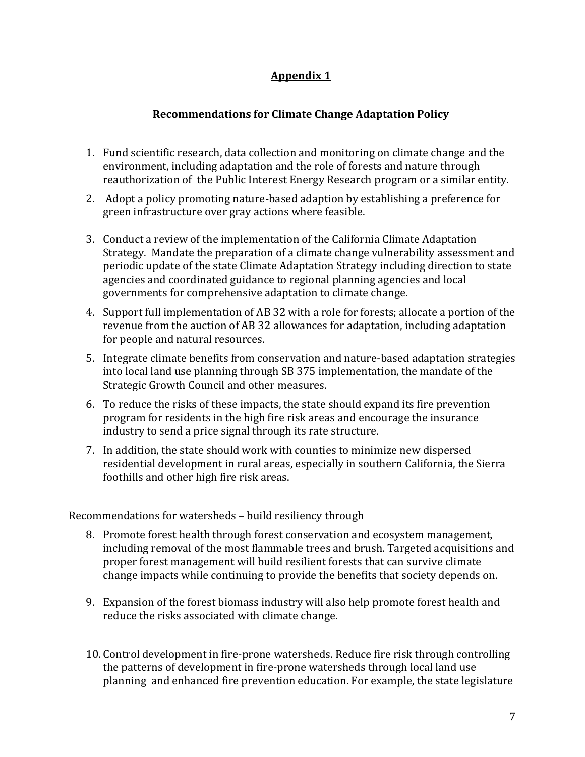## Appendix 1

### Recommendations for Climate Change Adaptation Policy

1. Fund scientific research, data collection and monitoring on climate change and the environment, including adaptation and the role of forests and nature through reauthorization of the Public Interest Energy Research program or a similar entity.
2. Adopt a policy promoting nature-based adaption by establishing a preference for green infrastructure over gray actions where feasible.
3. Conduct a review of the implementation of the California Climate Adaptation Strategy. Mandate the preparation of a climate change vulnerability assessment and periodic update of the state Climate Adaptation Strategy including direction to state agencies and coordinated guidance to regional planning agencies and local governments for comprehensive adaptation to climate change.
4. Support full implementation of AB 32 with a role for forests; allocate a portion of the revenue from the auction of AB 32 allowances for adaptation, including adaptation for people and natural resources.
5. Integrate climate benefits from conservation and nature-based adaptation strategies into local land use planning through SB 375 implementation, the mandate of the Strategic Growth Council and other measures.
6. To reduce the risks of these impacts, the state should expand its fire prevention program for residents in the high fire risk areas and encourage the insurance industry to send a price signal through its rate structure.
7. In addition, the state should work with counties to minimize new dispersed residential development in rural areas, especially in southern California, the Sierra foothills and other high fire risk areas.

Recommendations for watersheds – build resiliency through

8. Promote forest health through forest conservation and ecosystem management, including removal of the most flammable trees and brush. Targeted acquisitions and proper forest management will build resilient forests that can survive climate change impacts while continuing to provide the benefits that society depends on.
9. Expansion of the forest biomass industry will also help promote forest health and reduce the risks associated with climate change.
10. Control development in fire-prone watersheds. Reduce fire risk through controlling the patterns of development in fire-prone watersheds through local land use planning and enhanced fire prevention education. For example, the state legislature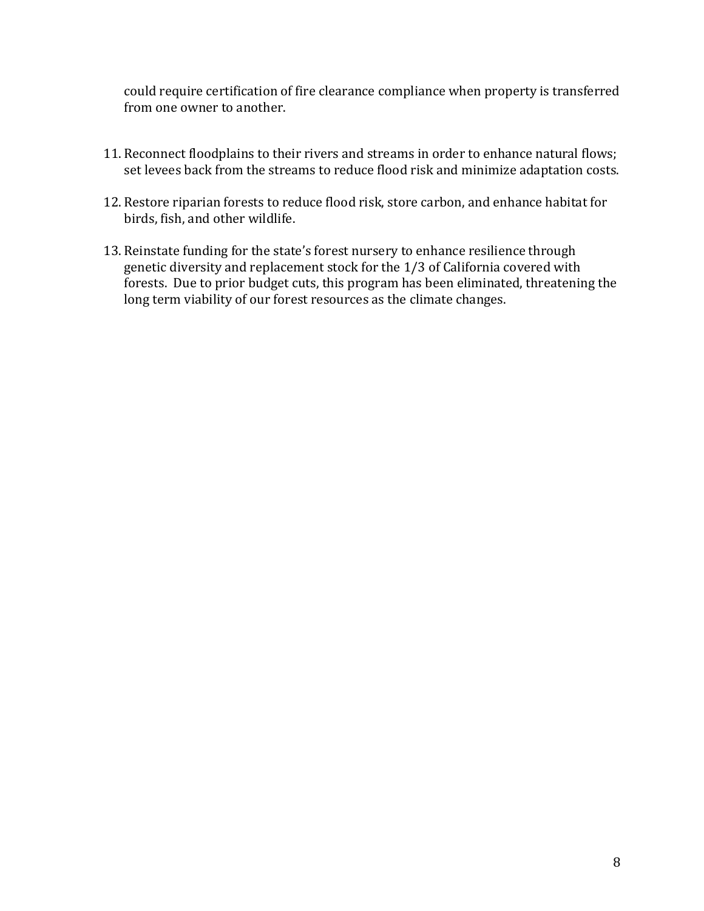could require certification of fire clearance compliance when property is transferred from one owner to another.

11. Reconnect floodplains to their rivers and streams in order to enhance natural flows; set levees back from the streams to reduce flood risk and minimize adaptation costs.

12. Restore riparian forests to reduce flood risk, store carbon, and enhance habitat for birds, fish, and other wildlife.

13. Reinstate funding for the state's forest nursery to enhance resilience through genetic diversity and replacement stock for the 1/3 of California covered with forests. Due to prior budget cuts, this program has been eliminated, threatening the long term viability of our forest resources as the climate changes.